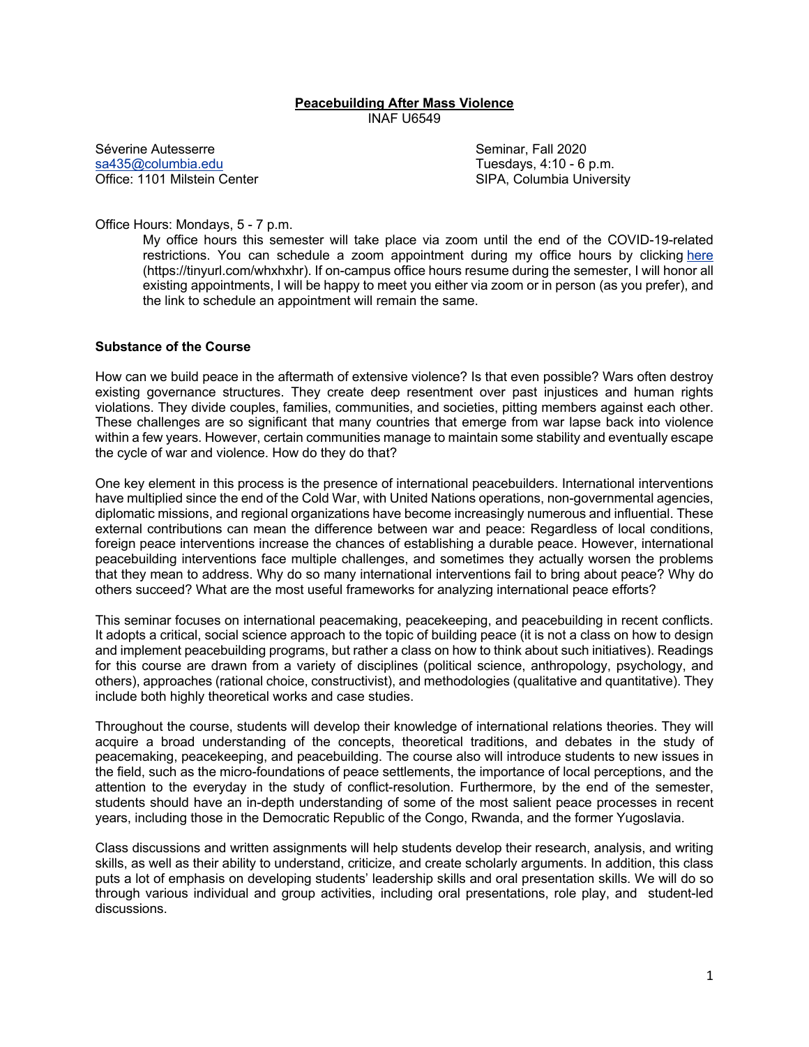# Peacebuilding After Mass Violence

INAF U6549

Séverine Autesserre
sa435@columbia.edu
Office: 1101 Milstein Center

Seminar, Fall 2020
Tuesdays, 4:10 - 6 p.m.
SIPA, Columbia University

Office Hours: Mondays, 5 - 7 p.m.

My office hours this semester will take place via zoom until the end of the COVID-19-related restrictions. You can schedule a zoom appointment during my office hours by clicking [here](https://tinyurl.com/whxhxhr) (https://tinyurl.com/whxhxhr). If on-campus office hours resume during the semester, I will honor all existing appointments, I will be happy to meet you either via zoom or in person (as you prefer), and the link to schedule an appointment will remain the same.

**Substance of the Course**

How can we build peace in the aftermath of extensive violence? Is that even possible? Wars often destroy existing governance structures. They create deep resentment over past injustices and human rights violations. They divide couples, families, communities, and societies, pitting members against each other. These challenges are so significant that many countries that emerge from war lapse back into violence within a few years. However, certain communities manage to maintain some stability and eventually escape the cycle of war and violence. How do they do that?

One key element in this process is the presence of international peacebuilders. International interventions have multiplied since the end of the Cold War, with United Nations operations, non-governmental agencies, diplomatic missions, and regional organizations have become increasingly numerous and influential. These external contributions can mean the difference between war and peace: Regardless of local conditions, foreign peace interventions increase the chances of establishing a durable peace. However, international peacebuilding interventions face multiple challenges, and sometimes they actually worsen the problems that they mean to address. Why do so many international interventions fail to bring about peace? Why do others succeed? What are the most useful frameworks for analyzing international peace efforts?

This seminar focuses on international peacemaking, peacekeeping, and peacebuilding in recent conflicts. It adopts a critical, social science approach to the topic of building peace (it is not a class on how to design and implement peacebuilding programs, but rather a class on how to think about such initiatives). Readings for this course are drawn from a variety of disciplines (political science, anthropology, psychology, and others), approaches (rational choice, constructivist), and methodologies (qualitative and quantitative). They include both highly theoretical works and case studies.

Throughout the course, students will develop their knowledge of international relations theories. They will acquire a broad understanding of the concepts, theoretical traditions, and debates in the study of peacemaking, peacekeeping, and peacebuilding. The course also will introduce students to new issues in the field, such as the micro-foundations of peace settlements, the importance of local perceptions, and the attention to the everyday in the study of conflict-resolution. Furthermore, by the end of the semester, students should have an in-depth understanding of some of the most salient peace processes in recent years, including those in the Democratic Republic of the Congo, Rwanda, and the former Yugoslavia.

Class discussions and written assignments will help students develop their research, analysis, and writing skills, as well as their ability to understand, criticize, and create scholarly arguments. In addition, this class puts a lot of emphasis on developing students' leadership skills and oral presentation skills. We will do so through various individual and group activities, including oral presentations, role play, and student-led discussions.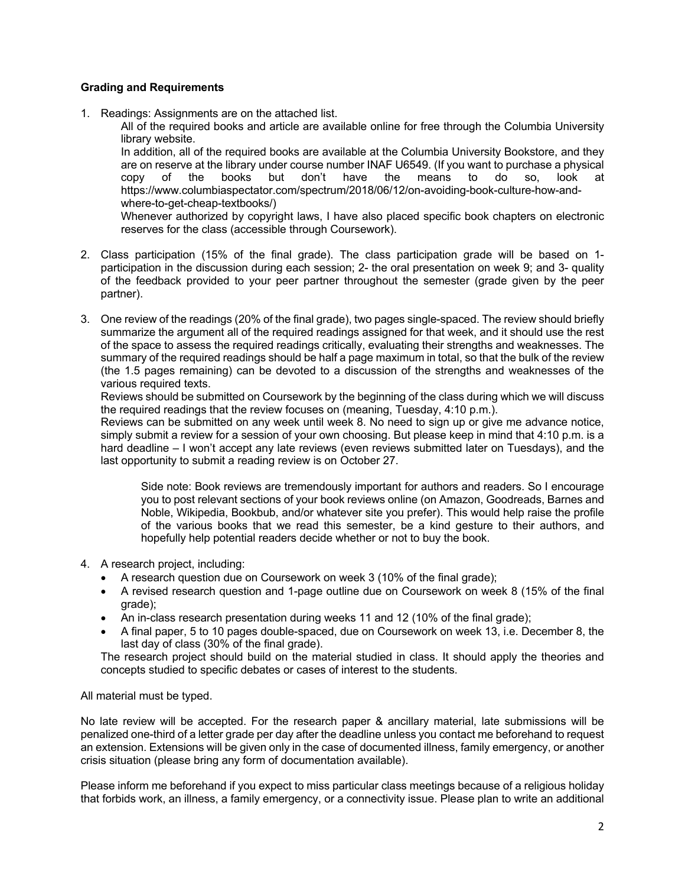**Grading and Requirements**

1. Readings: Assignments are on the attached list.

   All of the required books and article are available online for free through the Columbia University library website.

   In addition, all of the required books are available at the Columbia University Bookstore, and they are on reserve at the library under course number INAF U6549. (If you want to purchase a physical copy of the books but don't have the means to do so, look at https://www.columbiaspectator.com/spectrum/2018/06/12/on-avoiding-book-culture-how-and-where-to-get-cheap-textbooks/)

   Whenever authorized by copyright laws, I have also placed specific book chapters on electronic reserves for the class (accessible through Coursework).

2. Class participation (15% of the final grade). The class participation grade will be based on 1- participation in the discussion during each session; 2- the oral presentation on week 9; and 3- quality of the feedback provided to your peer partner throughout the semester (grade given by the peer partner).

3. One review of the readings (20% of the final grade), two pages single-spaced. The review should briefly summarize the argument all of the required readings assigned for that week, and it should use the rest of the space to assess the required readings critically, evaluating their strengths and weaknesses. The summary of the required readings should be half a page maximum in total, so that the bulk of the review (the 1.5 pages remaining) can be devoted to a discussion of the strengths and weaknesses of the various required texts.

   Reviews should be submitted on Coursework by the beginning of the class during which we will discuss the required readings that the review focuses on (meaning, Tuesday, 4:10 p.m.).

   Reviews can be submitted on any week until week 8. No need to sign up or give me advance notice, simply submit a review for a session of your own choosing. But please keep in mind that 4:10 p.m. is a hard deadline – I won't accept any late reviews (even reviews submitted later on Tuesdays), and the last opportunity to submit a reading review is on October 27.

   > Side note: Book reviews are tremendously important for authors and readers. So I encourage you to post relevant sections of your book reviews online (on Amazon, Goodreads, Barnes and Noble, Wikipedia, Bookbub, and/or whatever site you prefer). This would help raise the profile of the various books that we read this semester, be a kind gesture to their authors, and hopefully help potential readers decide whether or not to buy the book.

4. A research project, including:
   - A research question due on Coursework on week 3 (10% of the final grade);
   - A revised research question and 1-page outline due on Coursework on week 8 (15% of the final grade);
   - An in-class research presentation during weeks 11 and 12 (10% of the final grade);
   - A final paper, 5 to 10 pages double-spaced, due on Coursework on week 13, i.e. December 8, the last day of class (30% of the final grade).

   The research project should build on the material studied in class. It should apply the theories and concepts studied to specific debates or cases of interest to the students.

All material must be typed.

No late review will be accepted. For the research paper & ancillary material, late submissions will be penalized one-third of a letter grade per day after the deadline unless you contact me beforehand to request an extension. Extensions will be given only in the case of documented illness, family emergency, or another crisis situation (please bring any form of documentation available).

Please inform me beforehand if you expect to miss particular class meetings because of a religious holiday that forbids work, an illness, a family emergency, or a connectivity issue. Please plan to write an additional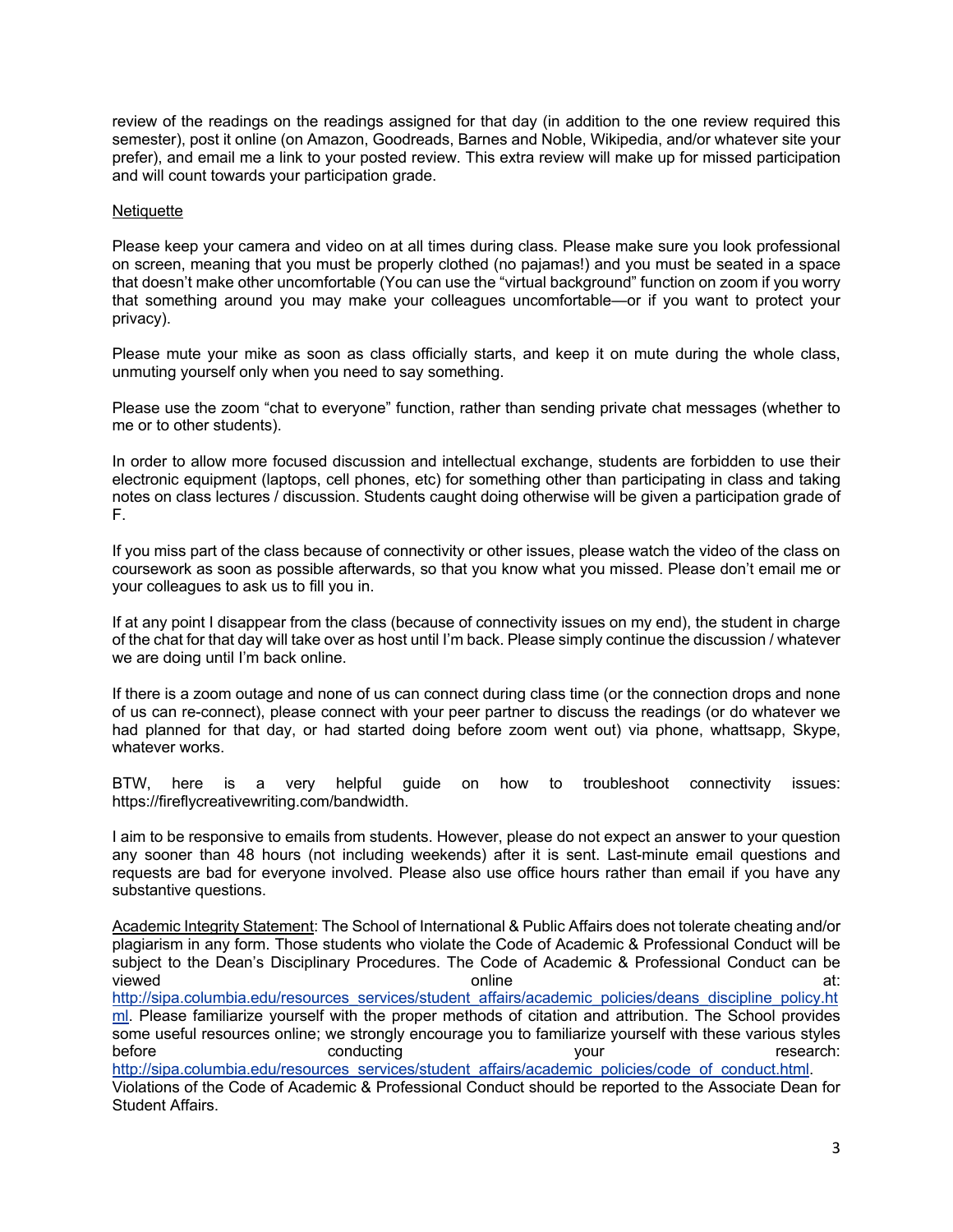review of the readings on the readings assigned for that day (in addition to the one review required this semester), post it online (on Amazon, Goodreads, Barnes and Noble, Wikipedia, and/or whatever site your prefer), and email me a link to your posted review. This extra review will make up for missed participation and will count towards your participation grade.

<u>Netiquette</u>

Please keep your camera and video on at all times during class. Please make sure you look professional on screen, meaning that you must be properly clothed (no pajamas!) and you must be seated in a space that doesn't make other uncomfortable (You can use the "virtual background" function on zoom if you worry that something around you may make your colleagues uncomfortable—or if you want to protect your privacy).

Please mute your mike as soon as class officially starts, and keep it on mute during the whole class, unmuting yourself only when you need to say something.

Please use the zoom "chat to everyone" function, rather than sending private chat messages (whether to me or to other students).

In order to allow more focused discussion and intellectual exchange, students are forbidden to use their electronic equipment (laptops, cell phones, etc) for something other than participating in class and taking notes on class lectures / discussion. Students caught doing otherwise will be given a participation grade of F.

If you miss part of the class because of connectivity or other issues, please watch the video of the class on coursework as soon as possible afterwards, so that you know what you missed. Please don't email me or your colleagues to ask us to fill you in.

If at any point I disappear from the class (because of connectivity issues on my end), the student in charge of the chat for that day will take over as host until I'm back. Please simply continue the discussion / whatever we are doing until I'm back online.

If there is a zoom outage and none of us can connect during class time (or the connection drops and none of us can re-connect), please connect with your peer partner to discuss the readings (or do whatever we had planned for that day, or had started doing before zoom went out) via phone, whattsapp, Skype, whatever works.

BTW, here is a very helpful guide on how to troubleshoot connectivity issues: https://fireflycreativewriting.com/bandwidth.

I aim to be responsive to emails from students. However, please do not expect an answer to your question any sooner than 48 hours (not including weekends) after it is sent. Last-minute email questions and requests are bad for everyone involved. Please also use office hours rather than email if you have any substantive questions.

<u>Academic Integrity Statement</u>: The School of International & Public Affairs does not tolerate cheating and/or plagiarism in any form. Those students who violate the Code of Academic & Professional Conduct will be subject to the Dean's Disciplinary Procedures. The Code of Academic & Professional Conduct can be viewed online at: [http://sipa.columbia.edu/resources_services/student_affairs/academic_policies/deans_discipline_policy.html](http://sipa.columbia.edu/resources_services/student_affairs/academic_policies/deans_discipline_policy.html). Please familiarize yourself with the proper methods of citation and attribution. The School provides some useful resources online; we strongly encourage you to familiarize yourself with these various styles before conducting your research: [http://sipa.columbia.edu/resources_services/student_affairs/academic_policies/code_of_conduct.html](http://sipa.columbia.edu/resources_services/student_affairs/academic_policies/code_of_conduct.html). Violations of the Code of Academic & Professional Conduct should be reported to the Associate Dean for Student Affairs.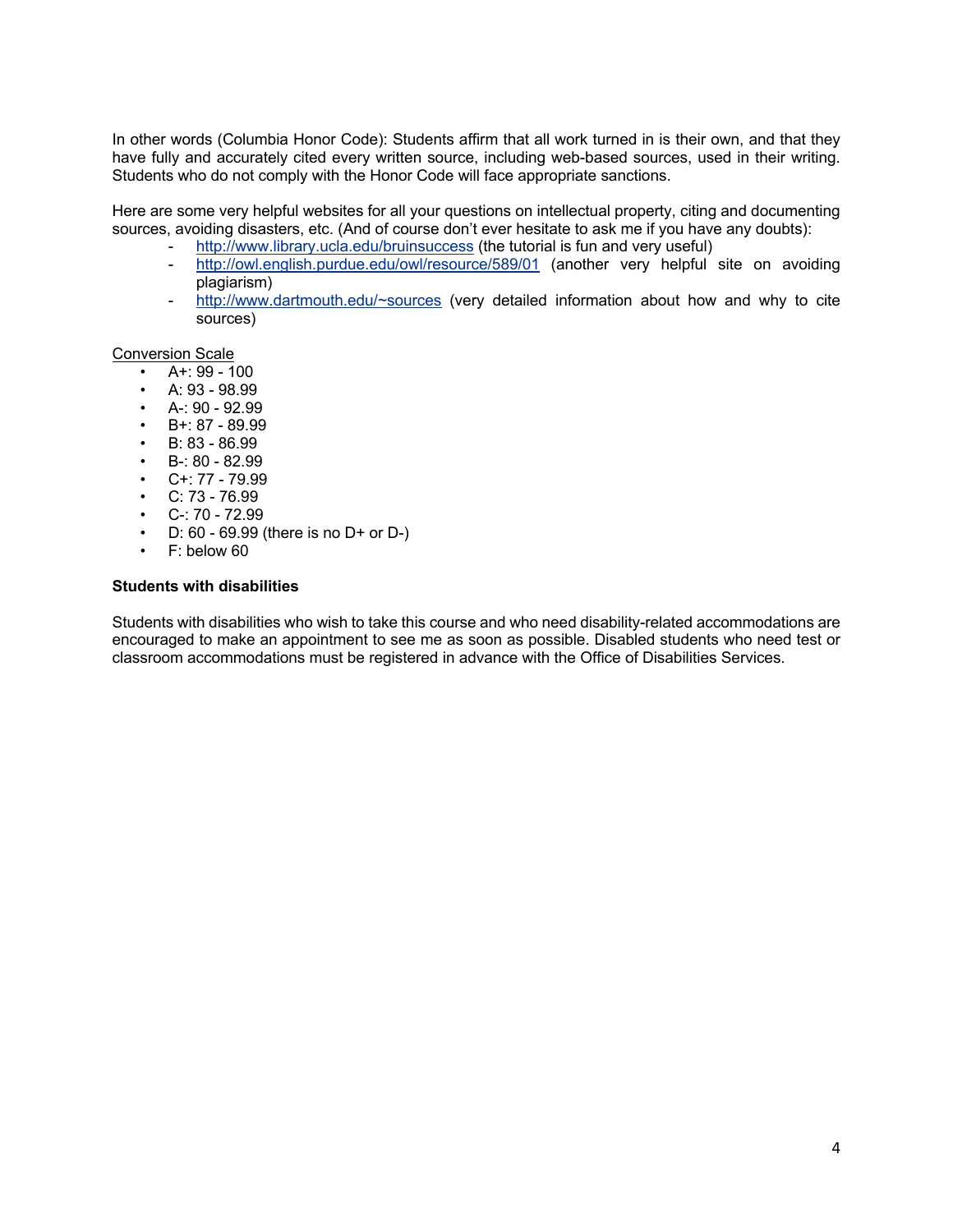In other words (Columbia Honor Code): Students affirm that all work turned in is their own, and that they have fully and accurately cited every written source, including web-based sources, used in their writing. Students who do not comply with the Honor Code will face appropriate sanctions.

Here are some very helpful websites for all your questions on intellectual property, citing and documenting sources, avoiding disasters, etc. (And of course don't ever hesitate to ask me if you have any doubts):

- http://www.library.ucla.edu/bruinsuccess (the tutorial is fun and very useful)
- http://owl.english.purdue.edu/owl/resource/589/01 (another very helpful site on avoiding plagiarism)
- http://www.dartmouth.edu/~sources (very detailed information about how and why to cite sources)

Conversion Scale

- A+: 99 - 100
- A: 93 - 98.99
- A-: 90 - 92.99
- B+: 87 - 89.99
- B: 83 - 86.99
- B-: 80 - 82.99
- C+: 77 - 79.99
- C: 73 - 76.99
- C-: 70 - 72.99
- D: 60 - 69.99 (there is no D+ or D-)
- F: below 60

**Students with disabilities**

Students with disabilities who wish to take this course and who need disability-related accommodations are encouraged to make an appointment to see me as soon as possible. Disabled students who need test or classroom accommodations must be registered in advance with the Office of Disabilities Services.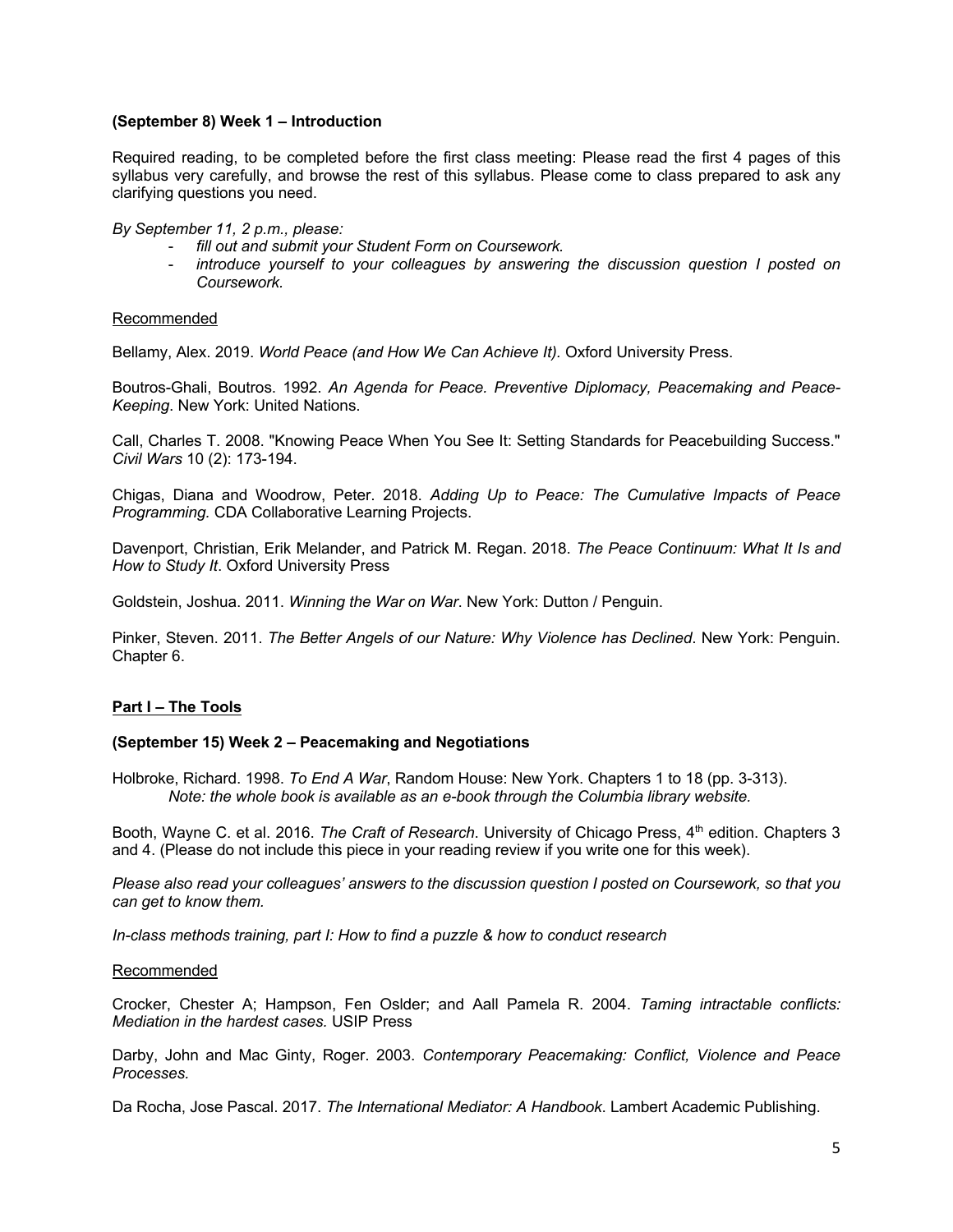### (September 8) Week 1 – Introduction

Required reading, to be completed before the first class meeting: Please read the first 4 pages of this syllabus very carefully, and browse the rest of this syllabus. Please come to class prepared to ask any clarifying questions you need.

*By September 11, 2 p.m., please:*

- *fill out and submit your Student Form on Coursework.*
- *introduce yourself to your colleagues by answering the discussion question I posted on Coursework.*

Recommended

Bellamy, Alex. 2019. *World Peace (and How We Can Achieve It).* Oxford University Press.

Boutros-Ghali, Boutros. 1992. *An Agenda for Peace. Preventive Diplomacy, Peacemaking and Peace-Keeping*. New York: United Nations.

Call, Charles T. 2008. "Knowing Peace When You See It: Setting Standards for Peacebuilding Success." *Civil Wars* 10 (2): 173-194.

Chigas, Diana and Woodrow, Peter. 2018. *Adding Up to Peace: The Cumulative Impacts of Peace Programming.* CDA Collaborative Learning Projects.

Davenport, Christian, Erik Melander, and Patrick M. Regan. 2018. *The Peace Continuum: What It Is and How to Study It*. Oxford University Press

Goldstein, Joshua. 2011. *Winning the War on War*. New York: Dutton / Penguin.

Pinker, Steven. 2011. *The Better Angels of our Nature: Why Violence has Declined*. New York: Penguin. Chapter 6.

## Part I – The Tools

### (September 15) Week 2 – Peacemaking and Negotiations

Holbroke, Richard. 1998. *To End A War*, Random House: New York. Chapters 1 to 18 (pp. 3-313).
*Note: the whole book is available as an e-book through the Columbia library website.*

Booth, Wayne C. et al. 2016. *The Craft of Research*. University of Chicago Press, 4th edition. Chapters 3 and 4. (Please do not include this piece in your reading review if you write one for this week).

*Please also read your colleagues' answers to the discussion question I posted on Coursework, so that you can get to know them.*

*In-class methods training, part I: How to find a puzzle & how to conduct research*

Recommended

Crocker, Chester A; Hampson, Fen Oslder; and Aall Pamela R. 2004. *Taming intractable conflicts: Mediation in the hardest cases.* USIP Press

Darby, John and Mac Ginty, Roger. 2003. *Contemporary Peacemaking: Conflict, Violence and Peace Processes.*

Da Rocha, Jose Pascal. 2017. *The International Mediator: A Handbook*. Lambert Academic Publishing.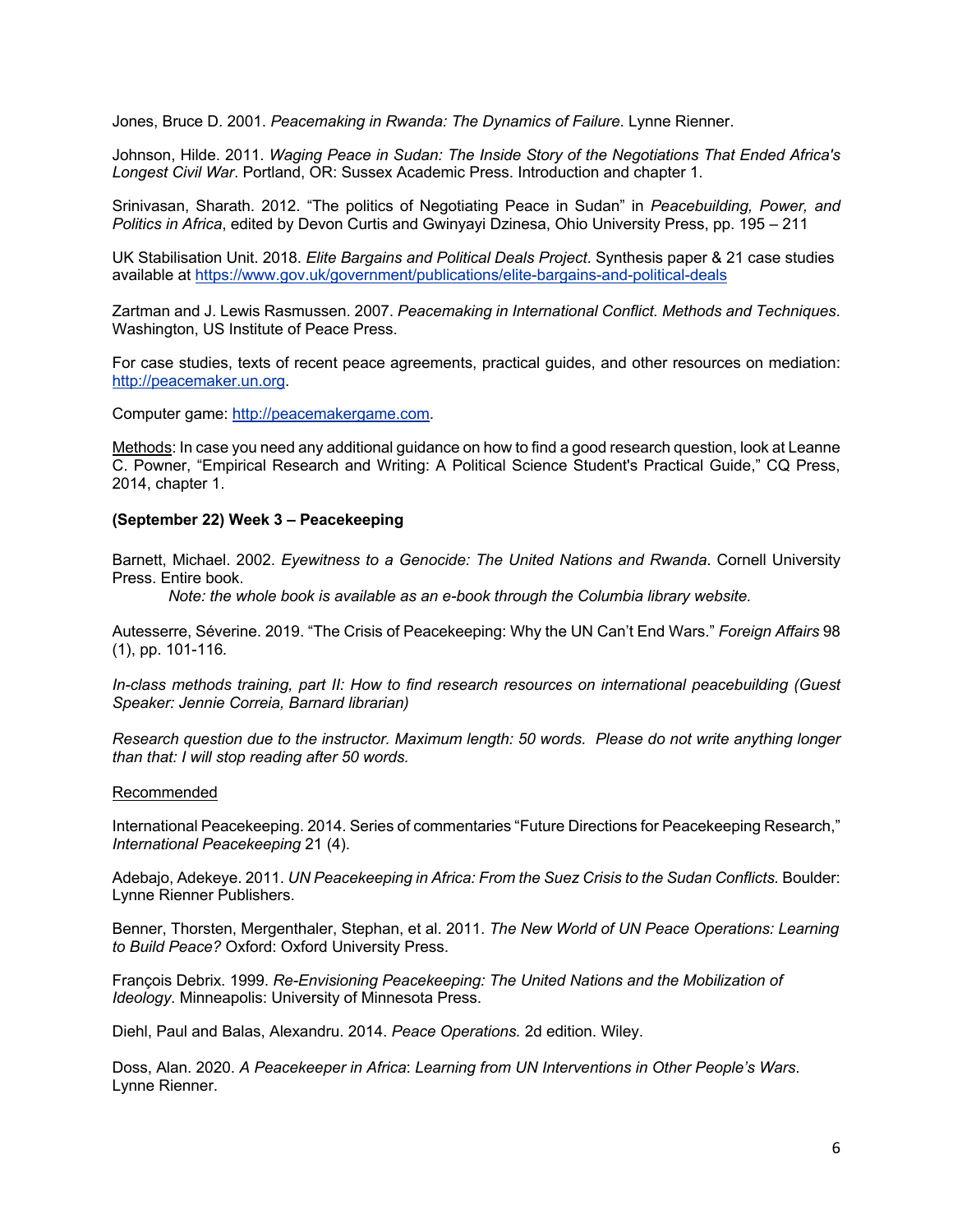Jones, Bruce D. 2001. *Peacemaking in Rwanda: The Dynamics of Failure*. Lynne Rienner.

Johnson, Hilde. 2011. *Waging Peace in Sudan: The Inside Story of the Negotiations That Ended Africa's Longest Civil War*. Portland, OR: Sussex Academic Press. Introduction and chapter 1.

Srinivasan, Sharath. 2012. "The politics of Negotiating Peace in Sudan" in *Peacebuilding, Power, and Politics in Africa*, edited by Devon Curtis and Gwinyayi Dzinesa, Ohio University Press, pp. 195 – 211

UK Stabilisation Unit. 2018. *Elite Bargains and Political Deals Project*. Synthesis paper & 21 case studies available at https://www.gov.uk/government/publications/elite-bargains-and-political-deals

Zartman and J. Lewis Rasmussen. 2007. *Peacemaking in International Conflict. Methods and Techniques*. Washington, US Institute of Peace Press.

For case studies, texts of recent peace agreements, practical guides, and other resources on mediation: http://peacemaker.un.org.

Computer game: http://peacemakergame.com.

<u>Methods</u>: In case you need any additional guidance on how to find a good research question, look at Leanne C. Powner, "Empirical Research and Writing: A Political Science Student's Practical Guide," CQ Press, 2014, chapter 1.

**(September 22) Week 3 – Peacekeeping**

Barnett, Michael. 2002. *Eyewitness to a Genocide: The United Nations and Rwanda*. Cornell University Press. Entire book.

*Note: the whole book is available as an e-book through the Columbia library website.*

Autesserre, Séverine. 2019. "The Crisis of Peacekeeping: Why the UN Can't End Wars." *Foreign Affairs* 98 (1), pp. 101-116.

*In-class methods training, part II: How to find research resources on international peacebuilding (Guest Speaker: Jennie Correia, Barnard librarian)*

*Research question due to the instructor. Maximum length: 50 words. Please do not write anything longer than that: I will stop reading after 50 words.*

<u>Recommended</u>

International Peacekeeping. 2014. Series of commentaries "Future Directions for Peacekeeping Research," *International Peacekeeping* 21 (4).

Adebajo, Adekeye. 2011. *UN Peacekeeping in Africa: From the Suez Crisis to the Sudan Conflicts.* Boulder: Lynne Rienner Publishers.

Benner, Thorsten, Mergenthaler, Stephan, et al. 2011. *The New World of UN Peace Operations: Learning to Build Peace?* Oxford: Oxford University Press.

François Debrix. 1999. *Re-Envisioning Peacekeeping: The United Nations and the Mobilization of Ideology*. Minneapolis: University of Minnesota Press.

Diehl, Paul and Balas, Alexandru. 2014. *Peace Operations.* 2d edition. Wiley.

Doss, Alan. 2020. *A Peacekeeper in Africa*: *Learning from UN Interventions in Other People's Wars*. Lynne Rienner.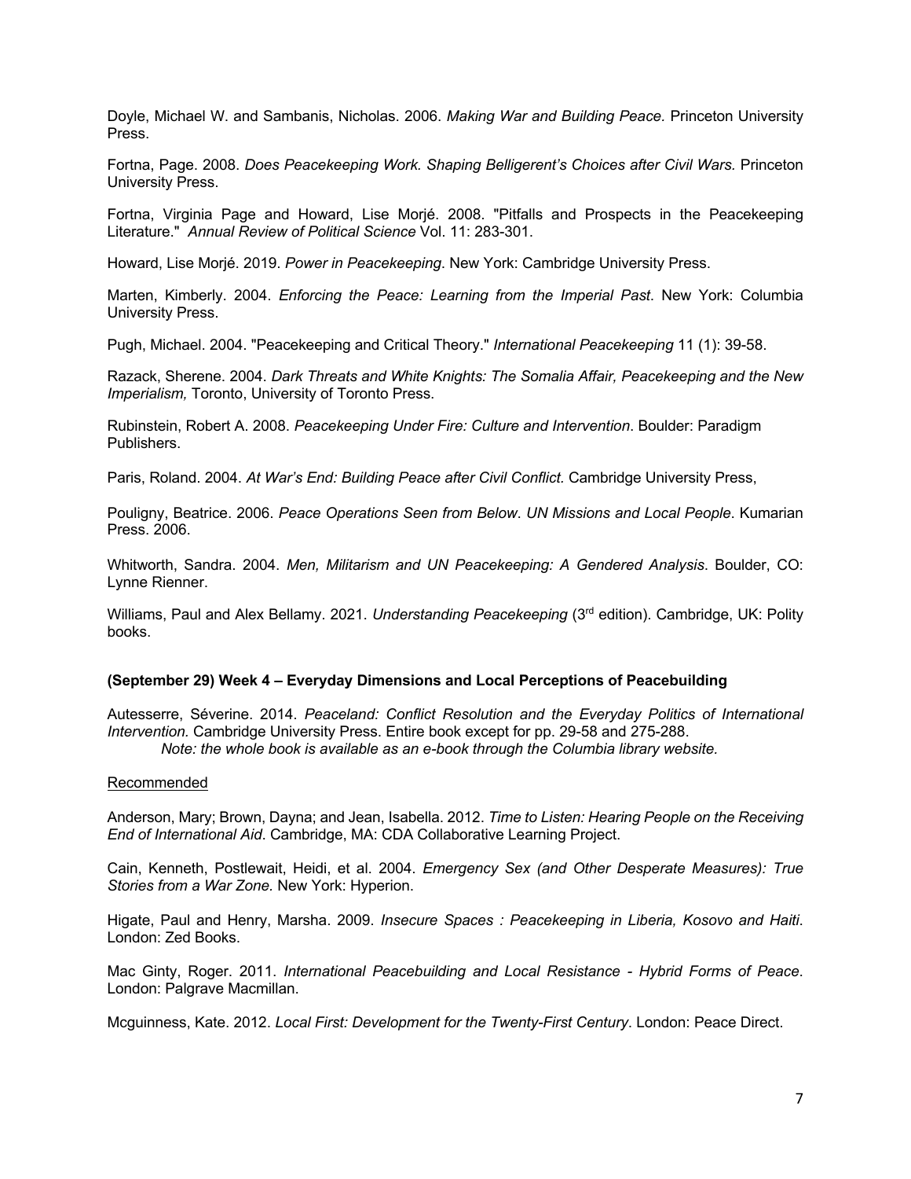Doyle, Michael W. and Sambanis, Nicholas. 2006. *Making War and Building Peace.* Princeton University Press.

Fortna, Page. 2008. *Does Peacekeeping Work. Shaping Belligerent's Choices after Civil Wars.* Princeton University Press.

Fortna, Virginia Page and Howard, Lise Morjé. 2008. "Pitfalls and Prospects in the Peacekeeping Literature." *Annual Review of Political Science* Vol. 11: 283-301.

Howard, Lise Morjé. 2019. *Power in Peacekeeping*. New York: Cambridge University Press.

Marten, Kimberly. 2004. *Enforcing the Peace: Learning from the Imperial Past*. New York: Columbia University Press.

Pugh, Michael. 2004. "Peacekeeping and Critical Theory." *International Peacekeeping* 11 (1): 39-58.

Razack, Sherene. 2004. *Dark Threats and White Knights: The Somalia Affair, Peacekeeping and the New Imperialism,* Toronto, University of Toronto Press.

Rubinstein, Robert A. 2008. *Peacekeeping Under Fire: Culture and Intervention*. Boulder: Paradigm Publishers.

Paris, Roland. 2004. *At War's End: Building Peace after Civil Conflict.* Cambridge University Press,

Pouligny, Beatrice. 2006. *Peace Operations Seen from Below*. *UN Missions and Local People*. Kumarian Press. 2006.

Whitworth, Sandra. 2004. *Men, Militarism and UN Peacekeeping: A Gendered Analysis*. Boulder, CO: Lynne Rienner.

Williams, Paul and Alex Bellamy. 2021. *Understanding Peacekeeping* (3rd edition). Cambridge, UK: Polity books.

**(September 29) Week 4 – Everyday Dimensions and Local Perceptions of Peacebuilding**

Autesserre, Séverine. 2014. *Peaceland: Conflict Resolution and the Everyday Politics of International Intervention.* Cambridge University Press. Entire book except for pp. 29-58 and 275-288.
*Note: the whole book is available as an e-book through the Columbia library website.*

Recommended

Anderson, Mary; Brown, Dayna; and Jean, Isabella. 2012. *Time to Listen: Hearing People on the Receiving End of International Aid*. Cambridge, MA: CDA Collaborative Learning Project.

Cain, Kenneth, Postlewait, Heidi, et al. 2004. *Emergency Sex (and Other Desperate Measures): True Stories from a War Zone.* New York: Hyperion.

Higate, Paul and Henry, Marsha. 2009. *Insecure Spaces : Peacekeeping in Liberia, Kosovo and Haiti*. London: Zed Books.

Mac Ginty, Roger. 2011. *International Peacebuilding and Local Resistance - Hybrid Forms of Peace*. London: Palgrave Macmillan.

Mcguinness, Kate. 2012. *Local First: Development for the Twenty-First Century*. London: Peace Direct.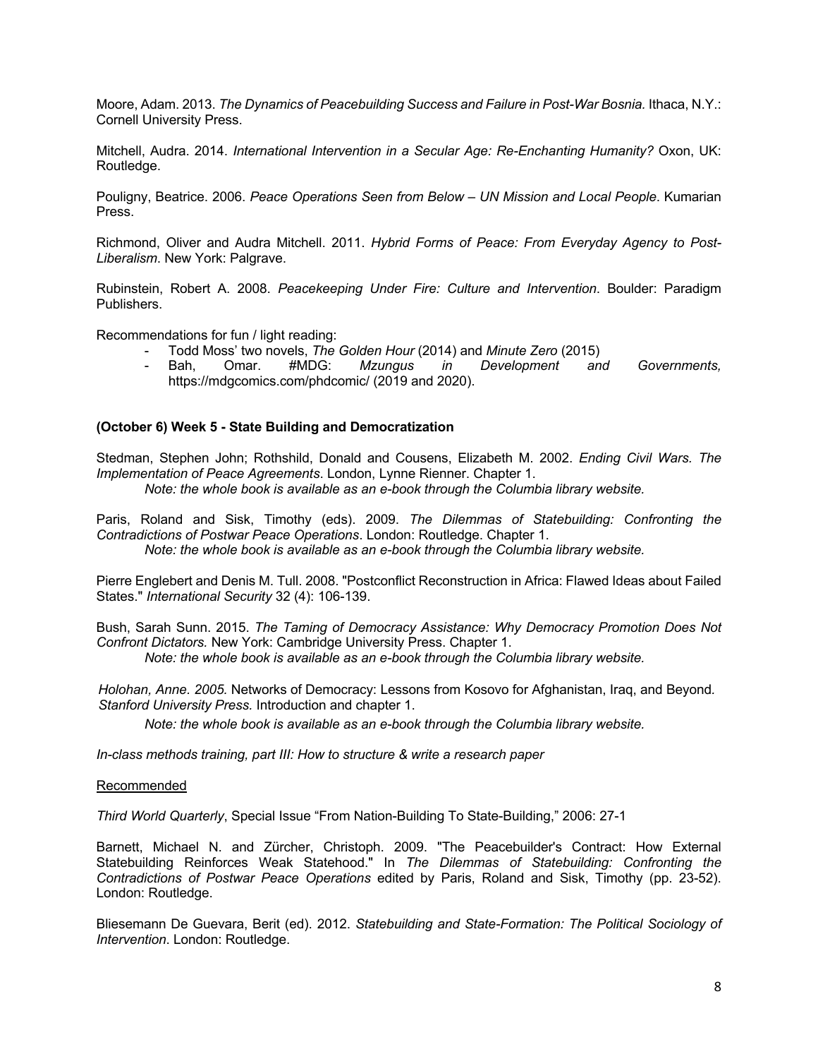Moore, Adam. 2013. *The Dynamics of Peacebuilding Success and Failure in Post-War Bosnia.* Ithaca, N.Y.: Cornell University Press.

Mitchell, Audra. 2014. *International Intervention in a Secular Age: Re-Enchanting Humanity?* Oxon, UK: Routledge.

Pouligny, Beatrice. 2006. *Peace Operations Seen from Below – UN Mission and Local People*. Kumarian Press.

Richmond, Oliver and Audra Mitchell. 2011. *Hybrid Forms of Peace: From Everyday Agency to Post-Liberalism*. New York: Palgrave.

Rubinstein, Robert A. 2008. *Peacekeeping Under Fire: Culture and Intervention*. Boulder: Paradigm Publishers.

Recommendations for fun / light reading:

- Todd Moss' two novels, *The Golden Hour* (2014) and *Minute Zero* (2015)
- Bah, Omar. #MDG: *Mzungus in Development and Governments,* https://mdgcomics.com/phdcomic/ (2019 and 2020).

**(October 6) Week 5 - State Building and Democratization**

Stedman, Stephen John; Rothshild, Donald and Cousens, Elizabeth M. 2002. *Ending Civil Wars. The Implementation of Peace Agreements*. London, Lynne Rienner. Chapter 1.

*Note: the whole book is available as an e-book through the Columbia library website.*

Paris, Roland and Sisk, Timothy (eds). 2009. *The Dilemmas of Statebuilding: Confronting the Contradictions of Postwar Peace Operations*. London: Routledge. Chapter 1.

*Note: the whole book is available as an e-book through the Columbia library website.*

Pierre Englebert and Denis M. Tull. 2008. "Postconflict Reconstruction in Africa: Flawed Ideas about Failed States." *International Security* 32 (4): 106-139.

Bush, Sarah Sunn. 2015. *The Taming of Democracy Assistance: Why Democracy Promotion Does Not Confront Dictators.* New York: Cambridge University Press. Chapter 1.

*Note: the whole book is available as an e-book through the Columbia library website.*

*Holohan, Anne. 2005.* Networks of Democracy: Lessons from Kosovo for Afghanistan, Iraq, and Beyond*. Stanford University Press.* Introduction and chapter 1.

*Note: the whole book is available as an e-book through the Columbia library website.*

*In-class methods training, part III: How to structure & write a research paper*

Recommended

*Third World Quarterly*, Special Issue "From Nation-Building To State-Building," 2006: 27-1

Barnett, Michael N. and Zürcher, Christoph. 2009. "The Peacebuilder's Contract: How External Statebuilding Reinforces Weak Statehood." In *The Dilemmas of Statebuilding: Confronting the Contradictions of Postwar Peace Operations* edited by Paris, Roland and Sisk, Timothy (pp. 23-52). London: Routledge.

Bliesemann De Guevara, Berit (ed). 2012. *Statebuilding and State-Formation: The Political Sociology of Intervention*. London: Routledge.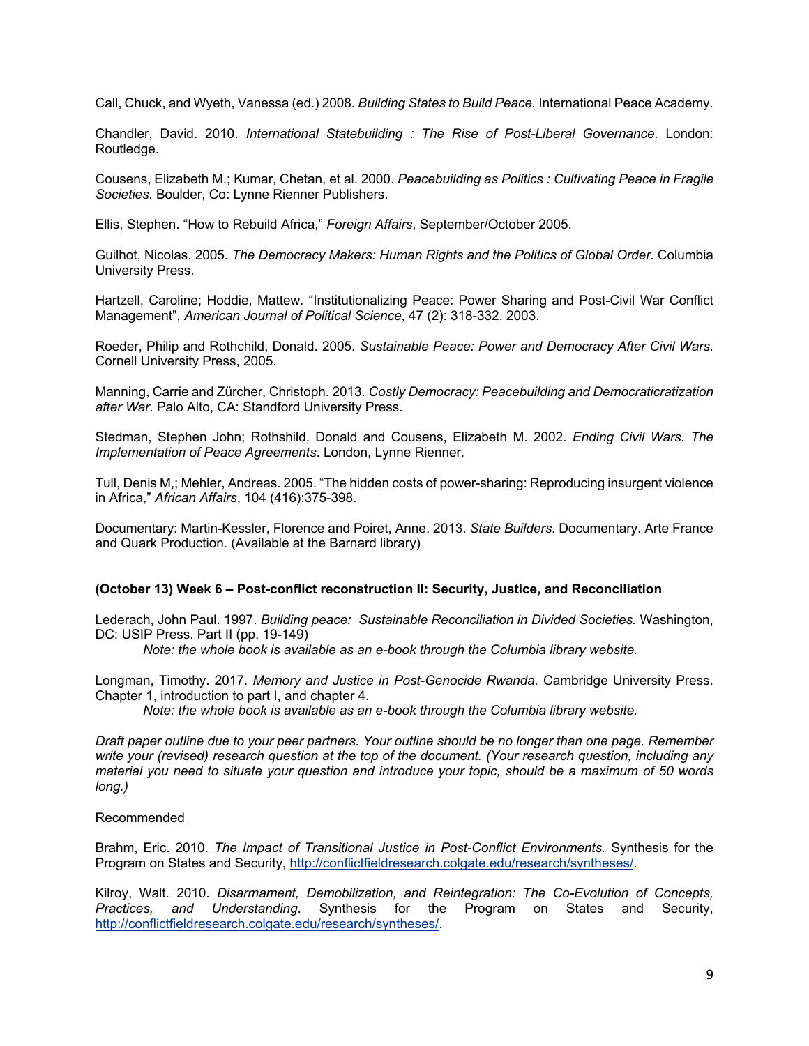Call, Chuck, and Wyeth, Vanessa (ed.) 2008. *Building States to Build Peace.* International Peace Academy.

Chandler, David. 2010. *International Statebuilding : The Rise of Post-Liberal Governance*. London: Routledge.

Cousens, Elizabeth M.; Kumar, Chetan, et al. 2000. *Peacebuilding as Politics : Cultivating Peace in Fragile Societies*. Boulder, Co: Lynne Rienner Publishers.

Ellis, Stephen. "How to Rebuild Africa," *Foreign Affairs*, September/October 2005.

Guilhot, Nicolas. 2005. *The Democracy Makers: Human Rights and the Politics of Global Order*. Columbia University Press.

Hartzell, Caroline; Hoddie, Mattew. "Institutionalizing Peace: Power Sharing and Post-Civil War Conflict Management", *American Journal of Political Science*, 47 (2): 318-332. 2003.

Roeder, Philip and Rothchild, Donald. 2005. *Sustainable Peace: Power and Democracy After Civil Wars.* Cornell University Press, 2005.

Manning, Carrie and Zürcher, Christoph. 2013. *Costly Democracy: Peacebuilding and Democraticratization after War*. Palo Alto, CA: Standford University Press.

Stedman, Stephen John; Rothshild, Donald and Cousens, Elizabeth M. 2002. *Ending Civil Wars. The Implementation of Peace Agreements*. London, Lynne Rienner.

Tull, Denis M,; Mehler, Andreas. 2005. "The hidden costs of power-sharing: Reproducing insurgent violence in Africa," *African Affairs*, 104 (416):375-398.

Documentary: Martin-Kessler, Florence and Poiret, Anne. 2013. *State Builders*. Documentary. Arte France and Quark Production. (Available at the Barnard library)

**(October 13) Week 6 – Post-conflict reconstruction II: Security, Justice, and Reconciliation**

Lederach, John Paul. 1997. *Building peace: Sustainable Reconciliation in Divided Societies.* Washington, DC: USIP Press. Part II (pp. 19-149)

*Note: the whole book is available as an e-book through the Columbia library website.*

Longman, Timothy. 2017. *Memory and Justice in Post-Genocide Rwanda.* Cambridge University Press. Chapter 1, introduction to part I, and chapter 4.

*Note: the whole book is available as an e-book through the Columbia library website.*

*Draft paper outline due to your peer partners. Your outline should be no longer than one page. Remember write your (revised) research question at the top of the document. (Your research question, including any material you need to situate your question and introduce your topic, should be a maximum of 50 words long.)*

Recommended

Brahm, Eric. 2010. *The Impact of Transitional Justice in Post-Conflict Environments.* Synthesis for the Program on States and Security, http://conflictfieldresearch.colgate.edu/research/syntheses/.

Kilroy, Walt. 2010. *Disarmament, Demobilization, and Reintegration: The Co-Evolution of Concepts, Practices, and Understanding*. Synthesis for the Program on States and Security, http://conflictfieldresearch.colgate.edu/research/syntheses/.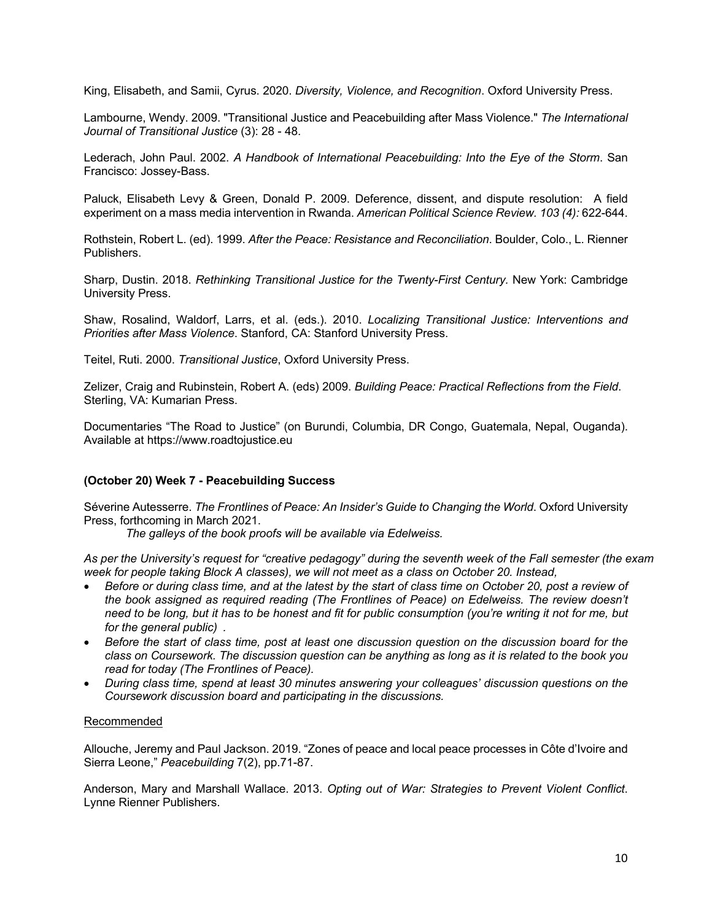King, Elisabeth, and Samii, Cyrus. 2020. *Diversity, Violence, and Recognition*. Oxford University Press.

Lambourne, Wendy. 2009. "Transitional Justice and Peacebuilding after Mass Violence." *The International Journal of Transitional Justice* (3): 28 - 48.

Lederach, John Paul. 2002. *A Handbook of International Peacebuilding: Into the Eye of the Storm*. San Francisco: Jossey-Bass.

Paluck, Elisabeth Levy & Green, Donald P. 2009. Deference, dissent, and dispute resolution: A field experiment on a mass media intervention in Rwanda. *American Political Science Review. 103 (4):* 622-644.

Rothstein, Robert L. (ed). 1999. *After the Peace: Resistance and Reconciliation*. Boulder, Colo., L. Rienner Publishers.

Sharp, Dustin. 2018. *Rethinking Transitional Justice for the Twenty-First Century.* New York: Cambridge University Press.

Shaw, Rosalind, Waldorf, Larrs, et al. (eds.). 2010. *Localizing Transitional Justice: Interventions and Priorities after Mass Violence*. Stanford, CA: Stanford University Press.

Teitel, Ruti. 2000. *Transitional Justice*, Oxford University Press.

Zelizer, Craig and Rubinstein, Robert A. (eds) 2009. *Building Peace: Practical Reflections from the Field*. Sterling, VA: Kumarian Press.

Documentaries "The Road to Justice" (on Burundi, Columbia, DR Congo, Guatemala, Nepal, Ouganda). Available at https://www.roadtojustice.eu

**(October 20) Week 7 - Peacebuilding Success**

Séverine Autesserre. *The Frontlines of Peace: An Insider's Guide to Changing the World*. Oxford University Press, forthcoming in March 2021.

*The galleys of the book proofs will be available via Edelweiss.*

*As per the University's request for "creative pedagogy" during the seventh week of the Fall semester (the exam week for people taking Block A classes), we will not meet as a class on October 20. Instead,*

- *Before or during class time, and at the latest by the start of class time on October 20, post a review of the book assigned as required reading (The Frontlines of Peace) on Edelweiss. The review doesn't need to be long, but it has to be honest and fit for public consumption (you're writing it not for me, but for the general public) .*
- *Before the start of class time, post at least one discussion question on the discussion board for the class on Coursework. The discussion question can be anything as long as it is related to the book you read for today (The Frontlines of Peace).*
- *During class time, spend at least 30 minutes answering your colleagues' discussion questions on the Coursework discussion board and participating in the discussions.*

Recommended

Allouche, Jeremy and Paul Jackson. 2019. "Zones of peace and local peace processes in Côte d'Ivoire and Sierra Leone," *Peacebuilding* 7(2), pp.71-87.

Anderson, Mary and Marshall Wallace. 2013. *Opting out of War: Strategies to Prevent Violent Conflict*. Lynne Rienner Publishers.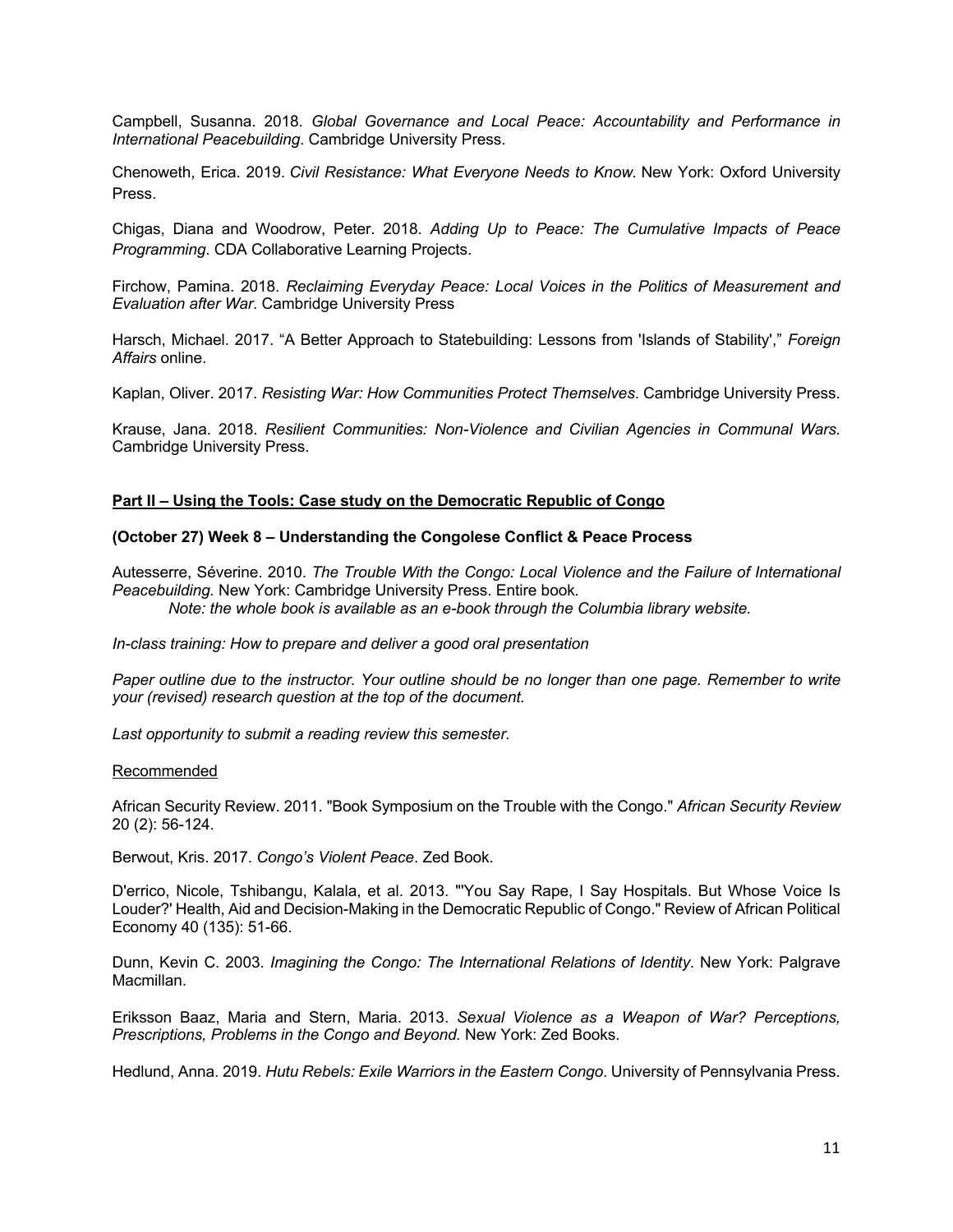Campbell, Susanna. 2018. *Global Governance and Local Peace: Accountability and Performance in International Peacebuilding*. Cambridge University Press.

Chenoweth, Erica. 2019. *Civil Resistance: What Everyone Needs to Know*. New York: Oxford University Press.

Chigas, Diana and Woodrow, Peter. 2018. *Adding Up to Peace: The Cumulative Impacts of Peace Programming*. CDA Collaborative Learning Projects.

Firchow, Pamina. 2018. *Reclaiming Everyday Peace: Local Voices in the Politics of Measurement and Evaluation after War*. Cambridge University Press

Harsch, Michael. 2017. "A Better Approach to Statebuilding: Lessons from 'Islands of Stability'," *Foreign Affairs* online.

Kaplan, Oliver. 2017. *Resisting War: How Communities Protect Themselves*. Cambridge University Press.

Krause, Jana. 2018. *Resilient Communities: Non-Violence and Civilian Agencies in Communal Wars.* Cambridge University Press.

## Part II – Using the Tools: Case study on the Democratic Republic of Congo

### (October 27) Week 8 – Understanding the Congolese Conflict & Peace Process

Autesserre, Séverine. 2010. *The Trouble With the Congo: Local Violence and the Failure of International Peacebuilding.* New York: Cambridge University Press. Entire book.

*Note: the whole book is available as an e-book through the Columbia library website.*

*In-class training: How to prepare and deliver a good oral presentation*

*Paper outline due to the instructor. Your outline should be no longer than one page. Remember to write your (revised) research question at the top of the document.*

*Last opportunity to submit a reading review this semester.*

Recommended

African Security Review. 2011. "Book Symposium on the Trouble with the Congo." *African Security Review* 20 (2): 56-124.

Berwout, Kris. 2017. *Congo's Violent Peace*. Zed Book.

D'errico, Nicole, Tshibangu, Kalala, et al. 2013. "'You Say Rape, I Say Hospitals. But Whose Voice Is Louder?' Health, Aid and Decision-Making in the Democratic Republic of Congo." Review of African Political Economy 40 (135): 51-66.

Dunn, Kevin C. 2003. *Imagining the Congo: The International Relations of Identity*. New York: Palgrave Macmillan.

Eriksson Baaz, Maria and Stern, Maria. 2013. *Sexual Violence as a Weapon of War? Perceptions, Prescriptions, Problems in the Congo and Beyond.* New York: Zed Books.

Hedlund, Anna. 2019. *Hutu Rebels: Exile Warriors in the Eastern Congo*. University of Pennsylvania Press.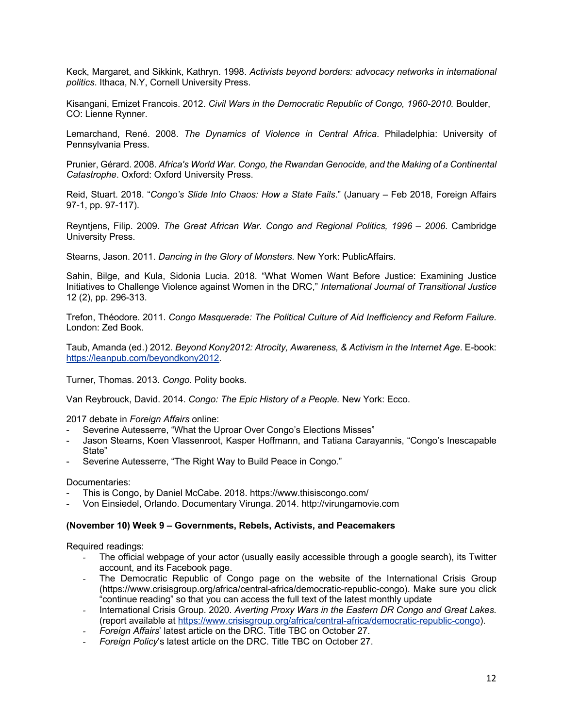Keck, Margaret, and Sikkink, Kathryn. 1998. *Activists beyond borders: advocacy networks in international politics*. Ithaca, N.Y, Cornell University Press.

Kisangani, Emizet Francois. 2012. *Civil Wars in the Democratic Republic of Congo, 1960-2010.* Boulder, CO: Lienne Rynner.

Lemarchand, René. 2008. *The Dynamics of Violence in Central Africa*. Philadelphia: University of Pennsylvania Press.

Prunier, Gérard. 2008. *Africa's World War. Congo, the Rwandan Genocide, and the Making of a Continental Catastrophe*. Oxford: Oxford University Press.

Reid, Stuart. 2018. "*Congo's Slide Into Chaos: How a State Fails*." (January – Feb 2018, Foreign Affairs 97-1, pp. 97-117).

Reyntjens, Filip. 2009. *The Great African War. Congo and Regional Politics, 1996 – 2006*. Cambridge University Press.

Stearns, Jason. 2011. *Dancing in the Glory of Monsters.* New York: PublicAffairs.

Sahin, Bilge, and Kula, Sidonia Lucia. 2018. "What Women Want Before Justice: Examining Justice Initiatives to Challenge Violence against Women in the DRC," *International Journal of Transitional Justice* 12 (2), pp. 296-313.

Trefon, Théodore. 2011. *Congo Masquerade: The Political Culture of Aid Inefficiency and Reform Failure.* London: Zed Book.

Taub, Amanda (ed.) 2012. *Beyond Kony2012: Atrocity, Awareness, & Activism in the Internet Age*. E-book: https://leanpub.com/beyondkony2012.

Turner, Thomas. 2013. *Congo.* Polity books.

Van Reybrouck, David. 2014. *Congo: The Epic History of a People.* New York: Ecco.

2017 debate in *Foreign Affairs* online:

- Severine Autesserre, "What the Uproar Over Congo's Elections Misses"
- Jason Stearns, Koen Vlassenroot, Kasper Hoffmann, and Tatiana Carayannis, "Congo's Inescapable State"
- Severine Autesserre, "The Right Way to Build Peace in Congo."

Documentaries:

- This is Congo, by Daniel McCabe. 2018. https://www.thisiscongo.com/
- Von Einsiedel, Orlando. Documentary Virunga. 2014. http://virungamovie.com

**(November 10) Week 9 – Governments, Rebels, Activists, and Peacemakers**

Required readings:

- The official webpage of your actor (usually easily accessible through a google search), its Twitter account, and its Facebook page.
- The Democratic Republic of Congo page on the website of the International Crisis Group (https://www.crisisgroup.org/africa/central-africa/democratic-republic-congo). Make sure you click "continue reading" so that you can access the full text of the latest monthly update
- International Crisis Group. 2020. *Averting Proxy Wars in the Eastern DR Congo and Great Lakes.* (report available at https://www.crisisgroup.org/africa/central-africa/democratic-republic-congo).
- *Foreign Affairs*' latest article on the DRC. Title TBC on October 27.
- *Foreign Policy*'s latest article on the DRC. Title TBC on October 27.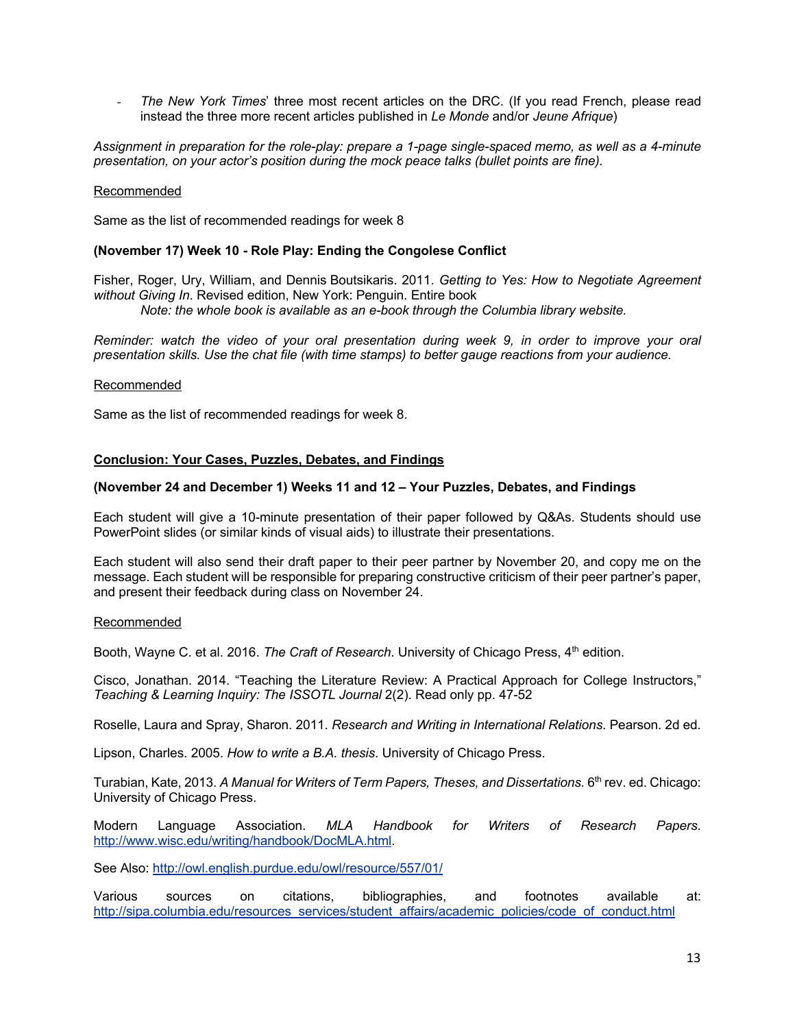- *The New York Times*' three most recent articles on the DRC. (If you read French, please read instead the three more recent articles published in *Le Monde* and/or *Jeune Afrique*)

*Assignment in preparation for the role-play: prepare a 1-page single-spaced memo, as well as a 4-minute presentation, on your actor's position during the mock peace talks (bullet points are fine).*

Recommended

Same as the list of recommended readings for week 8

**(November 17) Week 10 - Role Play: Ending the Congolese Conflict**

Fisher, Roger, Ury, William, and Dennis Boutsikaris. 2011. *Getting to Yes: How to Negotiate Agreement without Giving In*. Revised edition, New York: Penguin. Entire book

*Note: the whole book is available as an e-book through the Columbia library website.*

*Reminder: watch the video of your oral presentation during week 9, in order to improve your oral presentation skills. Use the chat file (with time stamps) to better gauge reactions from your audience.*

Recommended

Same as the list of recommended readings for week 8.

## Conclusion: Your Cases, Puzzles, Debates, and Findings

**(November 24 and December 1) Weeks 11 and 12 – Your Puzzles, Debates, and Findings**

Each student will give a 10-minute presentation of their paper followed by Q&As. Students should use PowerPoint slides (or similar kinds of visual aids) to illustrate their presentations.

Each student will also send their draft paper to their peer partner by November 20, and copy me on the message. Each student will be responsible for preparing constructive criticism of their peer partner's paper, and present their feedback during class on November 24.

Recommended

Booth, Wayne C. et al. 2016. *The Craft of Research*. University of Chicago Press, 4th edition.

Cisco, Jonathan. 2014. "Teaching the Literature Review: A Practical Approach for College Instructors," *Teaching & Learning Inquiry: The ISSOTL Journal* 2(2). Read only pp. 47-52

Roselle, Laura and Spray, Sharon. 2011. *Research and Writing in International Relations*. Pearson. 2d ed.

Lipson, Charles. 2005. *How to write a B.A. thesis*. University of Chicago Press.

Turabian, Kate, 2013. *A Manual for Writers of Term Papers, Theses, and Dissertations*. 6th rev. ed. Chicago: University of Chicago Press.

Modern Language Association. *MLA Handbook for Writers of Research Papers*. http://www.wisc.edu/writing/handbook/DocMLA.html.

See Also: http://owl.english.purdue.edu/owl/resource/557/01/

Various sources on citations, bibliographies, and footnotes available at: http://sipa.columbia.edu/resources_services/student_affairs/academic_policies/code_of_conduct.html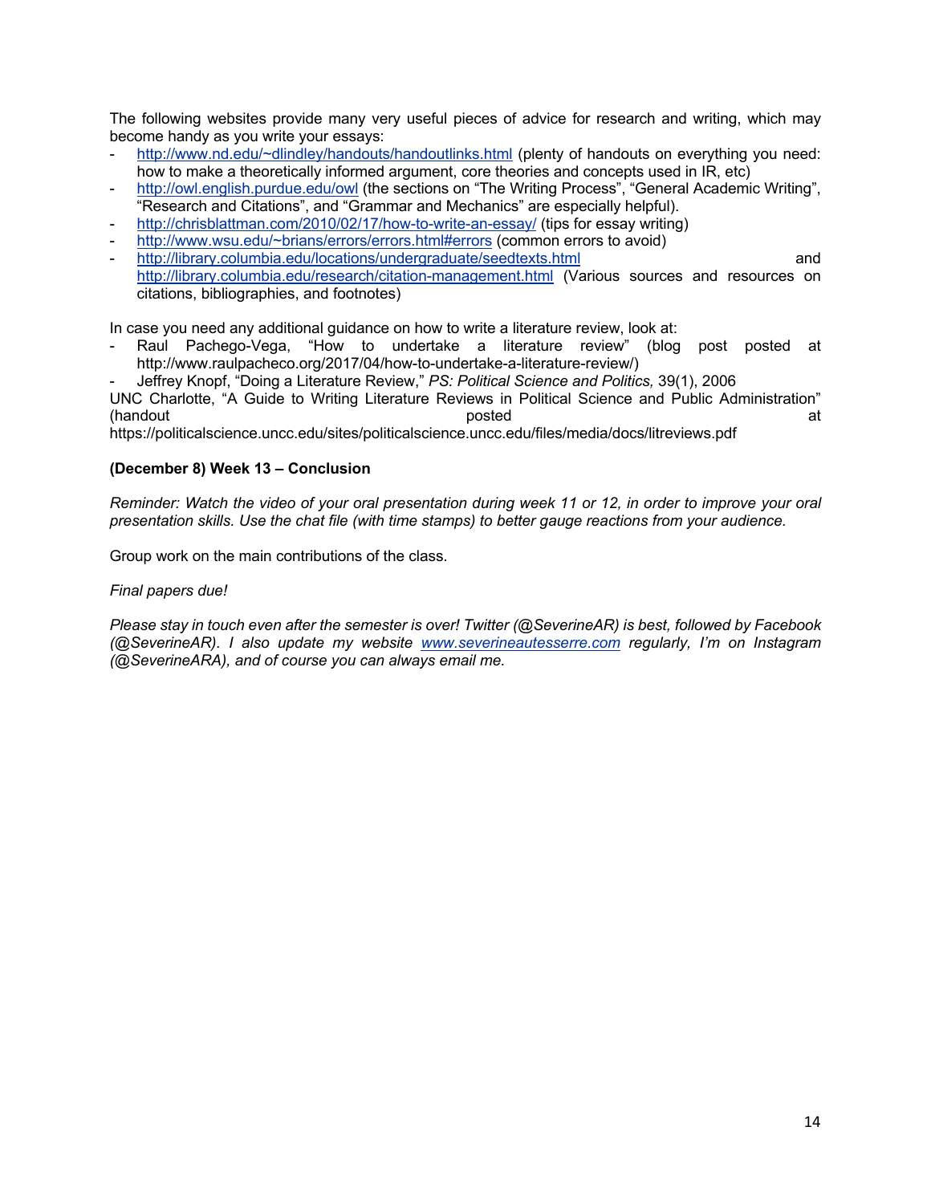The following websites provide many very useful pieces of advice for research and writing, which may become handy as you write your essays:

- http://www.nd.edu/~dlindley/handouts/handoutlinks.html (plenty of handouts on everything you need: how to make a theoretically informed argument, core theories and concepts used in IR, etc)
- http://owl.english.purdue.edu/owl (the sections on "The Writing Process", "General Academic Writing", "Research and Citations", and "Grammar and Mechanics" are especially helpful).
- http://chrisblattman.com/2010/02/17/how-to-write-an-essay/ (tips for essay writing)
- http://www.wsu.edu/~brians/errors/errors.html#errors (common errors to avoid)
- http://library.columbia.edu/locations/undergraduate/seedtexts.html and http://library.columbia.edu/research/citation-management.html (Various sources and resources on citations, bibliographies, and footnotes)

In case you need any additional guidance on how to write a literature review, look at:

- Raul Pachego-Vega, "How to undertake a literature review" (blog post posted at http://www.raulpacheco.org/2017/04/how-to-undertake-a-literature-review/)
- Jeffrey Knopf, "Doing a Literature Review," *PS: Political Science and Politics,* 39(1), 2006

UNC Charlotte, "A Guide to Writing Literature Reviews in Political Science and Public Administration" (handout posted at https://politicalscience.uncc.edu/sites/politicalscience.uncc.edu/files/media/docs/litreviews.pdf

**(December 8) Week 13 – Conclusion**

*Reminder: Watch the video of your oral presentation during week 11 or 12, in order to improve your oral presentation skills. Use the chat file (with time stamps) to better gauge reactions from your audience.*

Group work on the main contributions of the class.

*Final papers due!*

*Please stay in touch even after the semester is over! Twitter (@SeverineAR) is best, followed by Facebook (@SeverineAR). I also update my website www.severineautesserre.com regularly, I'm on Instagram (@SeverineARA), and of course you can always email me.*